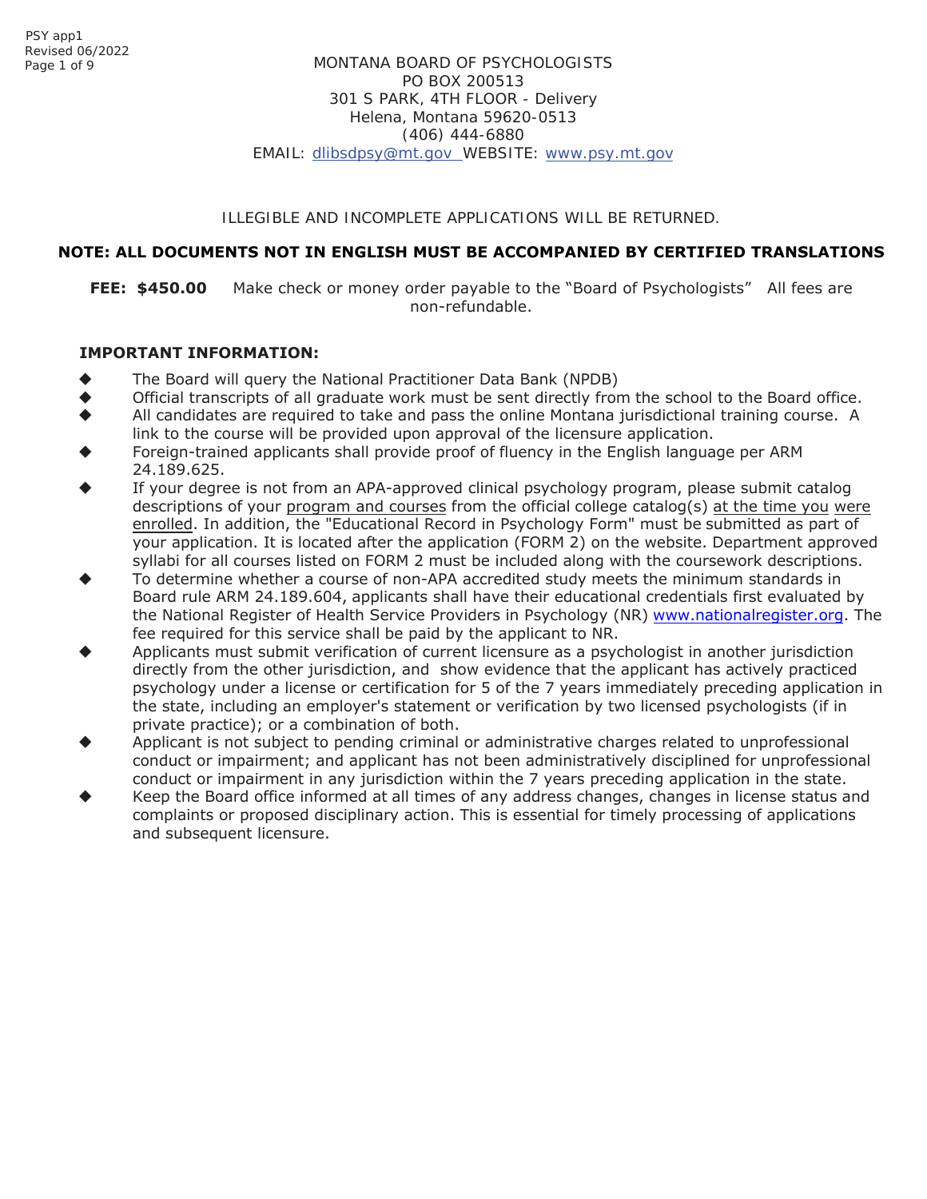MONTANA BOARD OF PSYCHOLOGISTS
PO BOX 200513
301 S PARK, 4TH FLOOR - Delivery
Helena, Montana 59620-0513
(406) 444-6880
EMAIL: dlibsdpsy@mt.gov WEBSITE: www.psy.mt.gov

ILLEGIBLE AND INCOMPLETE APPLICATIONS WILL BE RETURNED.

**NOTE: ALL DOCUMENTS NOT IN ENGLISH MUST BE ACCOMPANIED BY CERTIFIED TRANSLATIONS**

**FEE: $450.00** Make check or money order payable to the "Board of Psychologists" All fees are non-refundable.

**IMPORTANT INFORMATION:**

- The Board will query the National Practitioner Data Bank (NPDB)
- Official transcripts of all graduate work must be sent directly from the school to the Board office.
- All candidates are required to take and pass the online Montana jurisdictional training course. A link to the course will be provided upon approval of the licensure application.
- Foreign-trained applicants shall provide proof of fluency in the English language per ARM 24.189.625.
- If your degree is not from an APA-approved clinical psychology program, please submit catalog descriptions of your program and courses from the official college catalog(s) at the time you were enrolled. In addition, the "Educational Record in Psychology Form" must be submitted as part of your application. It is located after the application (FORM 2) on the website. Department approved syllabi for all courses listed on FORM 2 must be included along with the coursework descriptions.
- To determine whether a course of non-APA accredited study meets the minimum standards in Board rule ARM 24.189.604, applicants shall have their educational credentials first evaluated by the National Register of Health Service Providers in Psychology (NR) www.nationalregister.org. The fee required for this service shall be paid by the applicant to NR.
- Applicants must submit verification of current licensure as a psychologist in another jurisdiction directly from the other jurisdiction, and show evidence that the applicant has actively practiced psychology under a license or certification for 5 of the 7 years immediately preceding application in the state, including an employer's statement or verification by two licensed psychologists (if in private practice); or a combination of both.
- Applicant is not subject to pending criminal or administrative charges related to unprofessional conduct or impairment; and applicant has not been administratively disciplined for unprofessional conduct or impairment in any jurisdiction within the 7 years preceding application in the state.
- Keep the Board office informed at all times of any address changes, changes in license status and complaints or proposed disciplinary action. This is essential for timely processing of applications and subsequent licensure.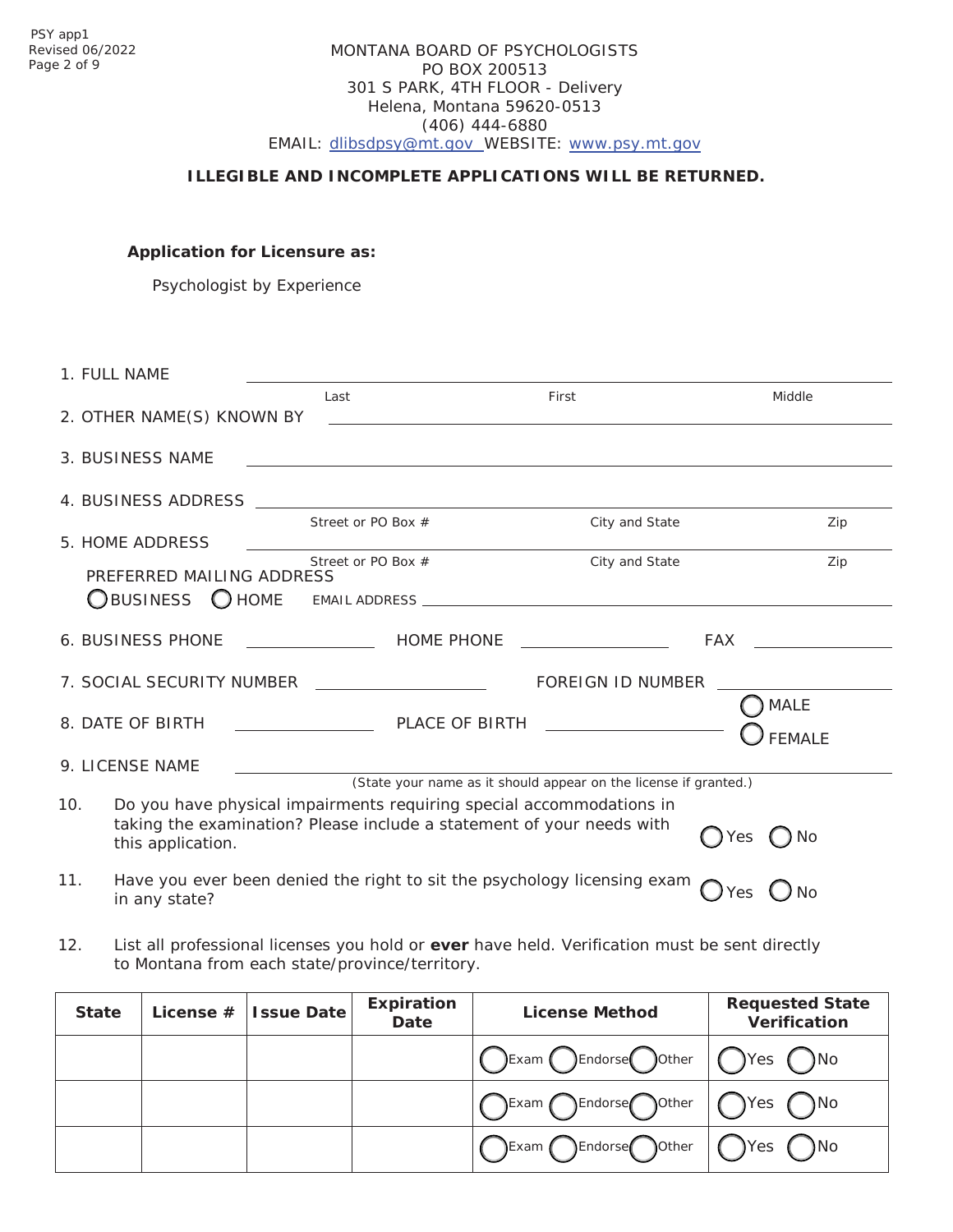MONTANA BOARD OF PSYCHOLOGISTS
PO BOX 200513
301 S PARK, 4TH FLOOR - Delivery
Helena, Montana 59620-0513
(406) 444-6880
EMAIL: dlibsdpsy@mt.gov WEBSITE: www.psy.mt.gov

**ILLEGIBLE AND INCOMPLETE APPLICATIONS WILL BE RETURNED.**

**Application for Licensure as:**

Psychologist by Experience

1. FULL NAME ______________________________
   Last First Middle

2. OTHER NAME(S) KNOWN BY ______________________________

3. BUSINESS NAME ______________________________

4. BUSINESS ADDRESS ______________________________
   Street or PO Box # City and State Zip

5. HOME ADDRESS ______________________________
   Street or PO Box # City and State Zip

   PREFERRED MAILING ADDRESS
   ◯ BUSINESS ◯ HOME EMAIL ADDRESS ______________________________

6. BUSINESS PHONE ____________ HOME PHONE ____________ FAX ____________

7. SOCIAL SECURITY NUMBER ____________ FOREIGN ID NUMBER ____________

8. DATE OF BIRTH ____________ PLACE OF BIRTH ____________ ◯ MALE ◯ FEMALE

9. LICENSE NAME ______________________________
   (State your name as it should appear on the license if granted.)

10. Do you have physical impairments requiring special accommodations in taking the examination? Please include a statement of your needs with this application. ◯ Yes ◯ No

11. Have you ever been denied the right to sit the psychology licensing exam in any state? ◯ Yes ◯ No

12. List all professional licenses you hold or **ever** have held. Verification must be sent directly to Montana from each state/province/territory.

| State | License # | Issue Date | Expiration Date | License Method | Requested State Verification |
|---|---|---|---|---|---|
| | | | | ◯ Exam ◯ Endorse ◯ Other | ◯ Yes ◯ No |
| | | | | ◯ Exam ◯ Endorse ◯ Other | ◯ Yes ◯ No |
| | | | | ◯ Exam ◯ Endorse ◯ Other | ◯ Yes ◯ No |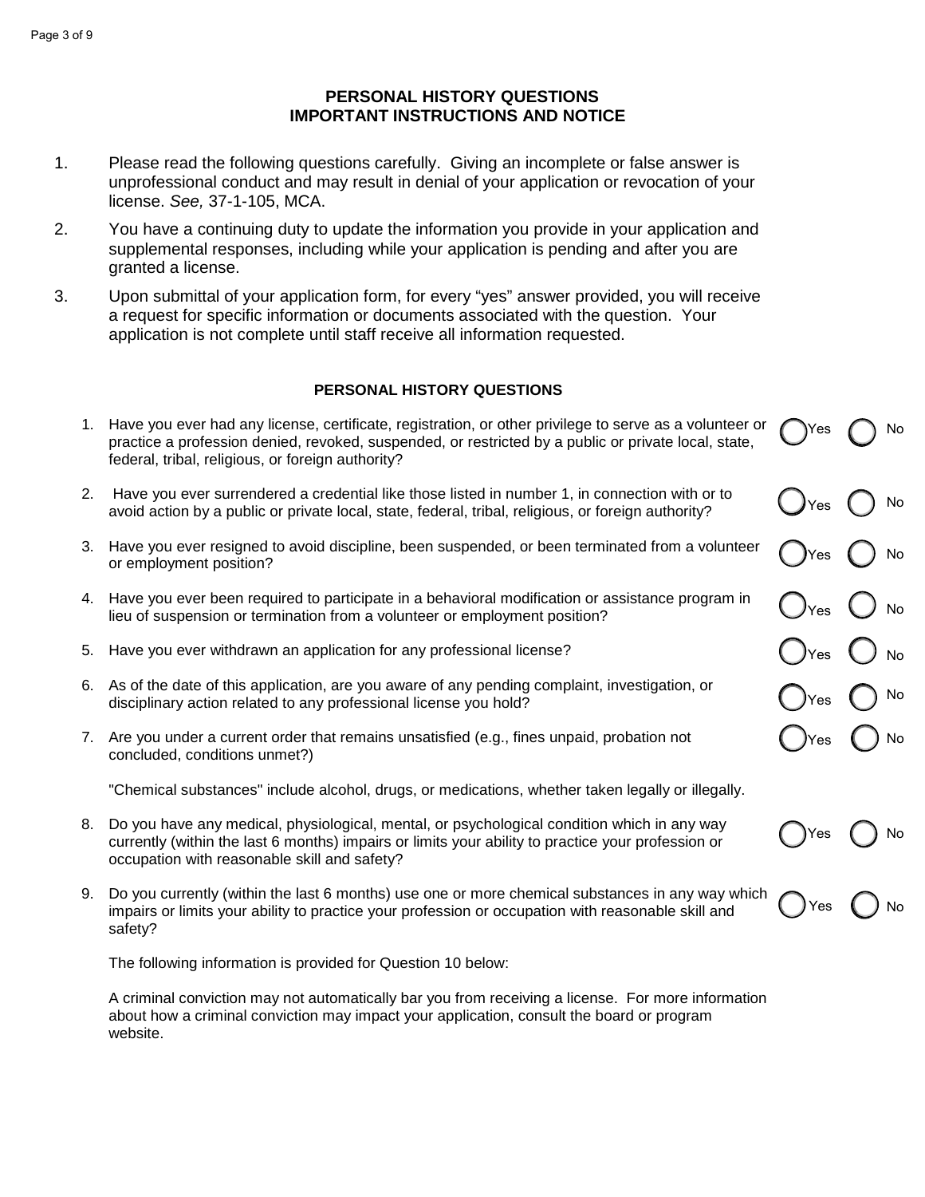## PERSONAL HISTORY QUESTIONS
## IMPORTANT INSTRUCTIONS AND NOTICE

1. Please read the following questions carefully. Giving an incomplete or false answer is unprofessional conduct and may result in denial of your application or revocation of your license. *See,* 37-1-105, MCA.
2. You have a continuing duty to update the information you provide in your application and supplemental responses, including while your application is pending and after you are granted a license.
3. Upon submittal of your application form, for every "yes" answer provided, you will receive a request for specific information or documents associated with the question. Your application is not complete until staff receive all information requested.

### PERSONAL HISTORY QUESTIONS

1. Have you ever had any license, certificate, registration, or other privilege to serve as a volunteer or practice a profession denied, revoked, suspended, or restricted by a public or private local, state, federal, tribal, religious, or foreign authority? ◯ Yes ◯ No
2. Have you ever surrendered a credential like those listed in number 1, in connection with or to avoid action by a public or private local, state, federal, tribal, religious, or foreign authority? ◯ Yes ◯ No
3. Have you ever resigned to avoid discipline, been suspended, or been terminated from a volunteer or employment position? ◯ Yes ◯ No
4. Have you ever been required to participate in a behavioral modification or assistance program in lieu of suspension or termination from a volunteer or employment position? ◯ Yes ◯ No
5. Have you ever withdrawn an application for any professional license? ◯ Yes ◯ No
6. As of the date of this application, are you aware of any pending complaint, investigation, or disciplinary action related to any professional license you hold? ◯ Yes ◯ No
7. Are you under a current order that remains unsatisfied (e.g., fines unpaid, probation not concluded, conditions unmet?) ◯ Yes ◯ No

   "Chemical substances" include alcohol, drugs, or medications, whether taken legally or illegally.

8. Do you have any medical, physiological, mental, or psychological condition which in any way currently (within the last 6 months) impairs or limits your ability to practice your profession or occupation with reasonable skill and safety? ◯ Yes ◯ No
9. Do you currently (within the last 6 months) use one or more chemical substances in any way which impairs or limits your ability to practice your profession or occupation with reasonable skill and safety? ◯ Yes ◯ No

   The following information is provided for Question 10 below:

   A criminal conviction may not automatically bar you from receiving a license. For more information about how a criminal conviction may impact your application, consult the board or program website.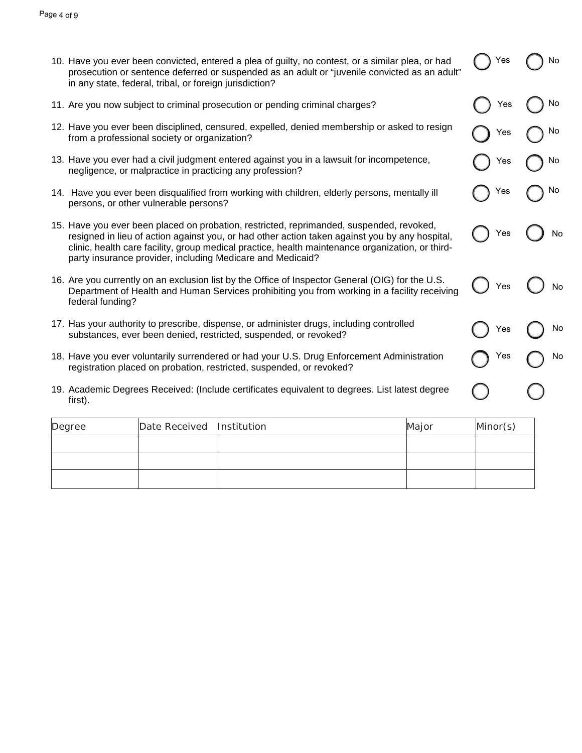10. Have you ever been convicted, entered a plea of guilty, no contest, or a similar plea, or had prosecution or sentence deferred or suspended as an adult or "juvenile convicted as an adult" in any state, federal, tribal, or foreign jurisdiction? ◯ Yes ◯ No

11. Are you now subject to criminal prosecution or pending criminal charges? ◯ Yes ◯ No

12. Have you ever been disciplined, censured, expelled, denied membership or asked to resign from a professional society or organization? ◯ Yes ◯ No

13. Have you ever had a civil judgment entered against you in a lawsuit for incompetence, negligence, or malpractice in practicing any profession? ◯ Yes ◯ No

14. Have you ever been disqualified from working with children, elderly persons, mentally ill persons, or other vulnerable persons? ◯ Yes ◯ No

15. Have you ever been placed on probation, restricted, reprimanded, suspended, revoked, resigned in lieu of action against you, or had other action taken against you by any hospital, clinic, health care facility, group medical practice, health maintenance organization, or third-party insurance provider, including Medicare and Medicaid? ◯ Yes ◯ No

16. Are you currently on an exclusion list by the Office of Inspector General (OIG) for the U.S. Department of Health and Human Services prohibiting you from working in a facility receiving federal funding? ◯ Yes ◯ No

17. Has your authority to prescribe, dispense, or administer drugs, including controlled substances, ever been denied, restricted, suspended, or revoked? ◯ Yes ◯ No

18. Have you ever voluntarily surrendered or had your U.S. Drug Enforcement Administration registration placed on probation, restricted, suspended, or revoked? ◯ Yes ◯ No

19. Academic Degrees Received: (Include certificates equivalent to degrees. List latest degree first). ◯ ◯

| Degree | Date Received | Institution | Major | Minor(s) |
|---|---|---|---|---|
| | | | | |
| | | | | |
| | | | | |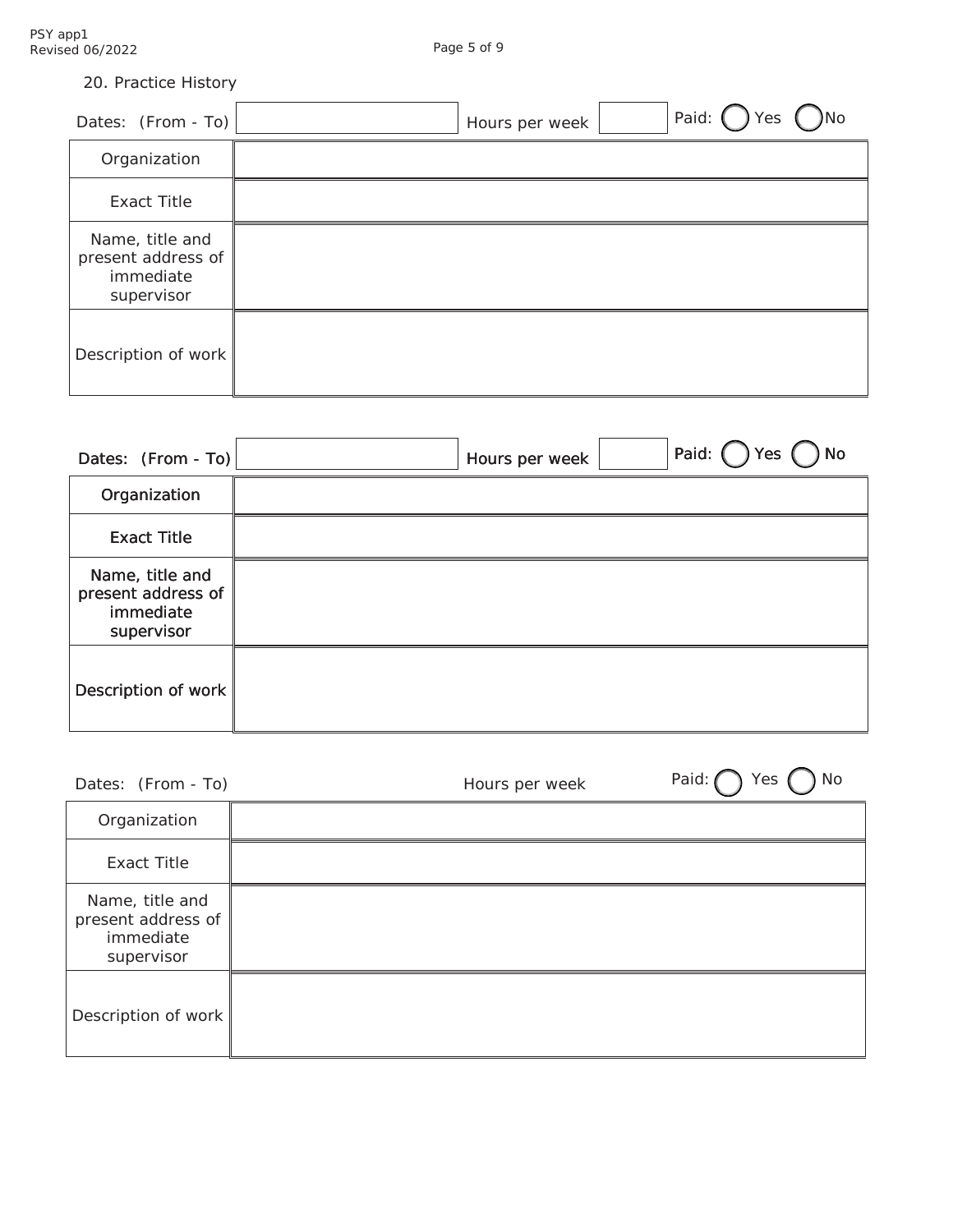20. Practice History

Dates: (From - To) | Hours per week | Paid: ◯ Yes ◯ No

| Organization | |
|---|---|
| Exact Title | |
| Name, title and present address of immediate supervisor | |
| Description of work | |

Dates: (From - To) | Hours per week | Paid: ◯ Yes ◯ No

| Organization | |
|---|---|
| Exact Title | |
| Name, title and present address of immediate supervisor | |
| Description of work | |

Dates: (From - To) | Hours per week | Paid: ◯ Yes ◯ No

| Organization | |
|---|---|
| Exact Title | |
| Name, title and present address of immediate supervisor | |
| Description of work | |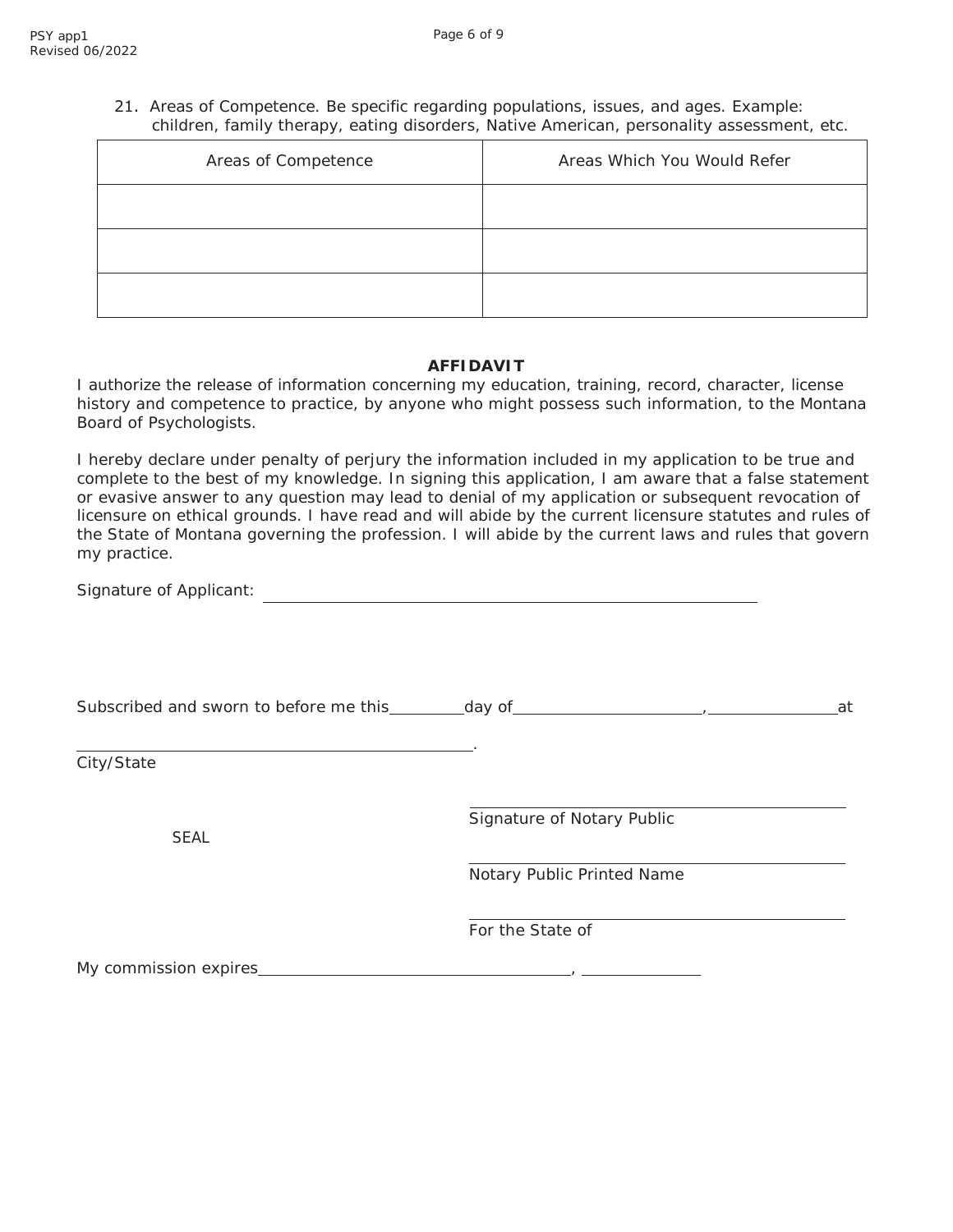21. Areas of Competence. Be specific regarding populations, issues, and ages. Example: children, family therapy, eating disorders, Native American, personality assessment, etc.

| Areas of Competence | Areas Which You Would Refer |
|---|---|
| | |
| | |
| | |

**AFFIDAVIT**

I authorize the release of information concerning my education, training, record, character, license history and competence to practice, by anyone who might possess such information, to the Montana Board of Psychologists.

I hereby declare under penalty of perjury the information included in my application to be true and complete to the best of my knowledge. In signing this application, I am aware that a false statement or evasive answer to any question may lead to denial of my application or subsequent revocation of licensure on ethical grounds. I have read and will abide by the current licensure statutes and rules of the State of Montana governing the profession. I will abide by the current laws and rules that govern my practice.

Signature of Applicant: ______________________________

Subscribed and sworn to before me this ________ day of ____________________, ______________ at

______________________________.
City/State

SEAL

______________________________
Signature of Notary Public

______________________________
Notary Public Printed Name

______________________________
For the State of

My commission expires ______________________________, ____________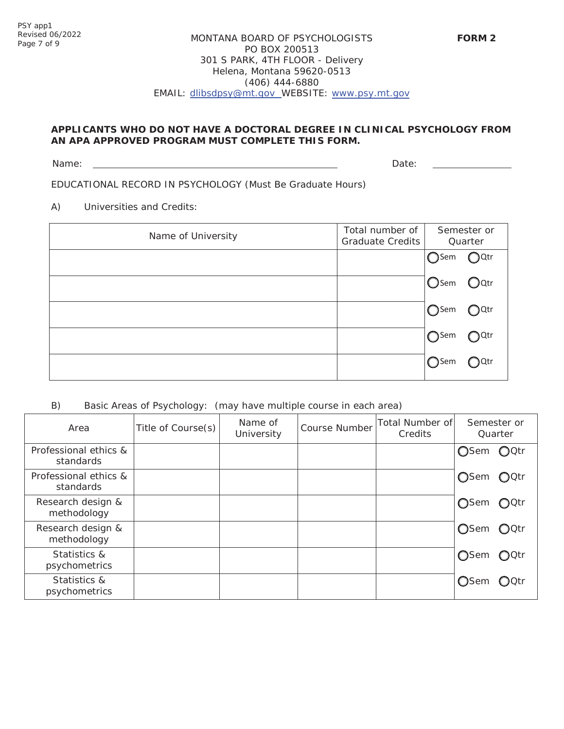MONTANA BOARD OF PSYCHOLOGISTS
PO BOX 200513
301 S PARK, 4TH FLOOR - Delivery
Helena, Montana 59620-0513
(406) 444-6880
EMAIL: dlibsdpsy@mt.gov WEBSITE: www.psy.mt.gov

**FORM 2**

**APPLICANTS WHO DO NOT HAVE A DOCTORAL DEGREE IN CLINICAL PSYCHOLOGY FROM AN APA APPROVED PROGRAM MUST COMPLETE THIS FORM.**

Name: ______________________________ Date: ______________

EDUCATIONAL RECORD IN PSYCHOLOGY (Must Be Graduate Hours)

A) Universities and Credits:

| Name of University | Total number of Graduate Credits | Semester or Quarter |
|---|---|---|
| | | ◯Sem ◯Qtr |
| | | ◯Sem ◯Qtr |
| | | ◯Sem ◯Qtr |
| | | ◯Sem ◯Qtr |
| | | ◯Sem ◯Qtr |

B) Basic Areas of Psychology: (may have multiple course in each area)

| Area | Title of Course(s) | Name of University | Course Number | Total Number of Credits | Semester or Quarter |
|---|---|---|---|---|---|
| Professional ethics & standards | | | | | ◯Sem ◯Qtr |
| Professional ethics & standards | | | | | ◯Sem ◯Qtr |
| Research design & methodology | | | | | ◯Sem ◯Qtr |
| Research design & methodology | | | | | ◯Sem ◯Qtr |
| Statistics & psychometrics | | | | | ◯Sem ◯Qtr |
| Statistics & psychometrics | | | | | ◯Sem ◯Qtr |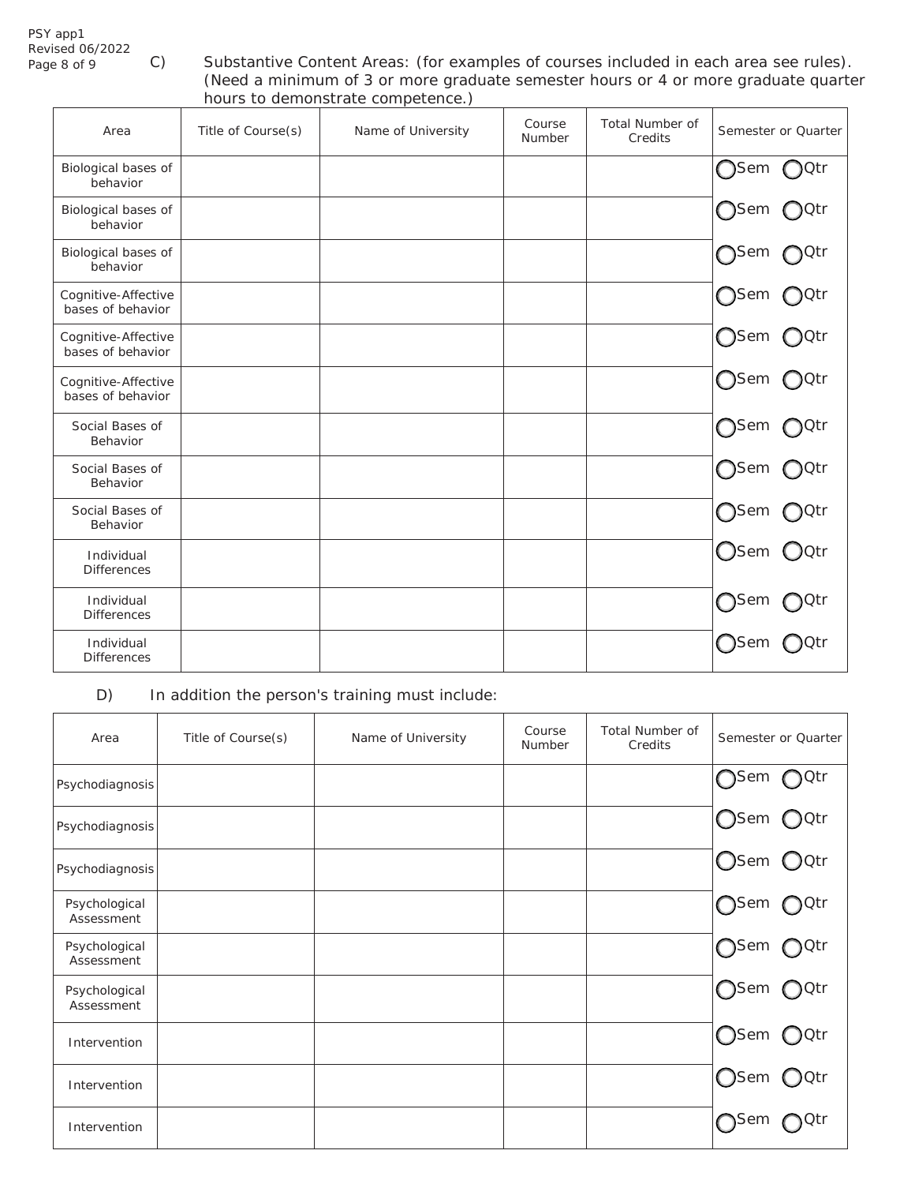C) Substantive Content Areas: (for examples of courses included in each area see rules). (Need a minimum of 3 or more graduate semester hours or 4 or more graduate quarter hours to demonstrate competence.)

| Area | Title of Course(s) | Name of University | Course Number | Total Number of Credits | Semester or Quarter |
|---|---|---|---|---|---|
| Biological bases of behavior | | | | | ◯Sem ◯Qtr |
| Biological bases of behavior | | | | | ◯Sem ◯Qtr |
| Biological bases of behavior | | | | | ◯Sem ◯Qtr |
| Cognitive-Affective bases of behavior | | | | | ◯Sem ◯Qtr |
| Cognitive-Affective bases of behavior | | | | | ◯Sem ◯Qtr |
| Cognitive-Affective bases of behavior | | | | | ◯Sem ◯Qtr |
| Social Bases of Behavior | | | | | ◯Sem ◯Qtr |
| Social Bases of Behavior | | | | | ◯Sem ◯Qtr |
| Social Bases of Behavior | | | | | ◯Sem ◯Qtr |
| Individual Differences | | | | | ◯Sem ◯Qtr |
| Individual Differences | | | | | ◯Sem ◯Qtr |
| Individual Differences | | | | | ◯Sem ◯Qtr |

D) In addition the person's training must include:

| Area | Title of Course(s) | Name of University | Course Number | Total Number of Credits | Semester or Quarter |
|---|---|---|---|---|---|
| Psychodiagnosis | | | | | ◯Sem ◯Qtr |
| Psychodiagnosis | | | | | ◯Sem ◯Qtr |
| Psychodiagnosis | | | | | ◯Sem ◯Qtr |
| Psychological Assessment | | | | | ◯Sem ◯Qtr |
| Psychological Assessment | | | | | ◯Sem ◯Qtr |
| Psychological Assessment | | | | | ◯Sem ◯Qtr |
| Intervention | | | | | ◯Sem ◯Qtr |
| Intervention | | | | | ◯Sem ◯Qtr |
| Intervention | | | | | ◯Sem ◯Qtr |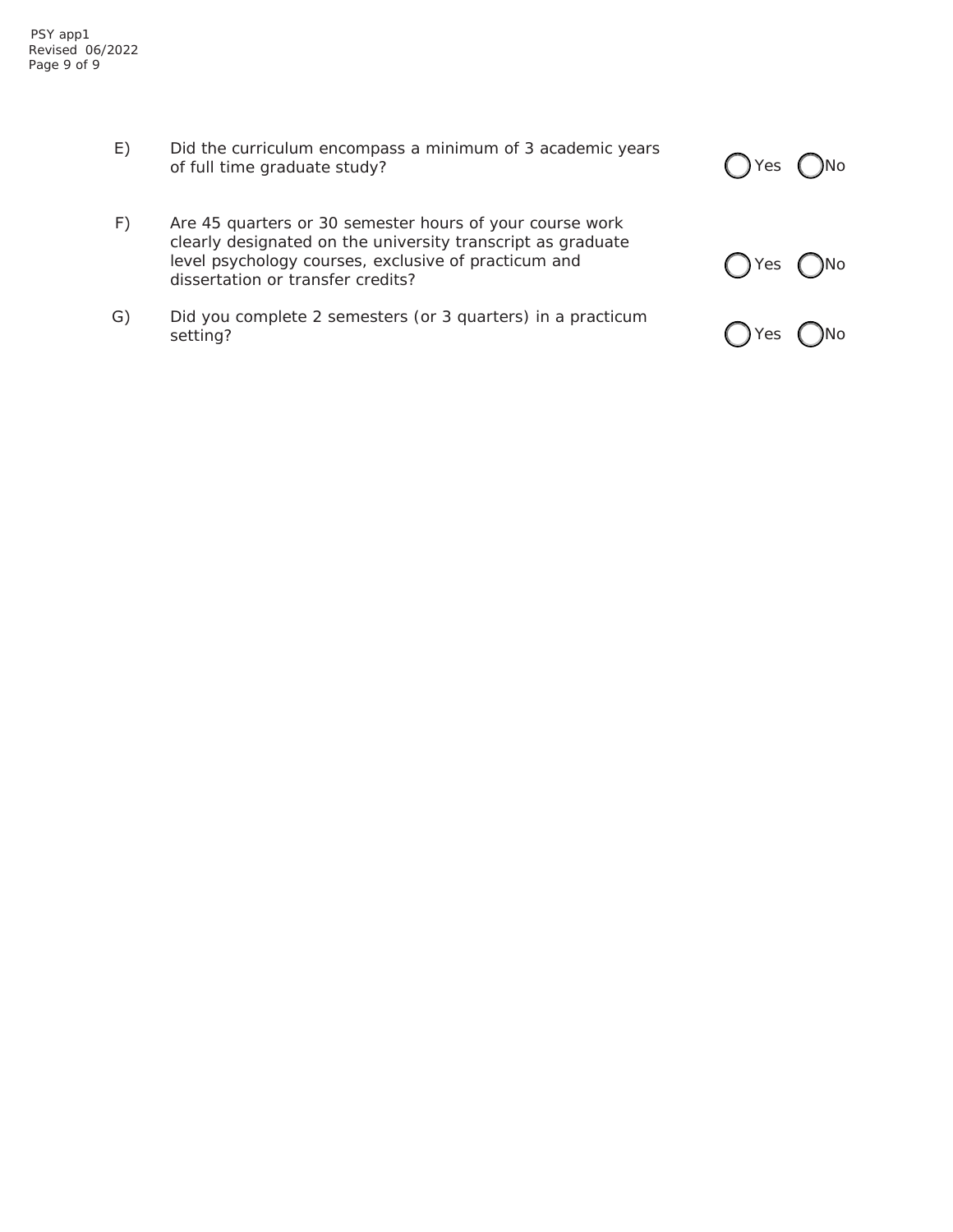E) Did the curriculum encompass a minimum of 3 academic years of full time graduate study?

◯ Yes ◯ No

F) Are 45 quarters or 30 semester hours of your course work clearly designated on the university transcript as graduate level psychology courses, exclusive of practicum and dissertation or transfer credits?

◯ Yes ◯ No

G) Did you complete 2 semesters (or 3 quarters) in a practicum setting?

◯ Yes ◯ No